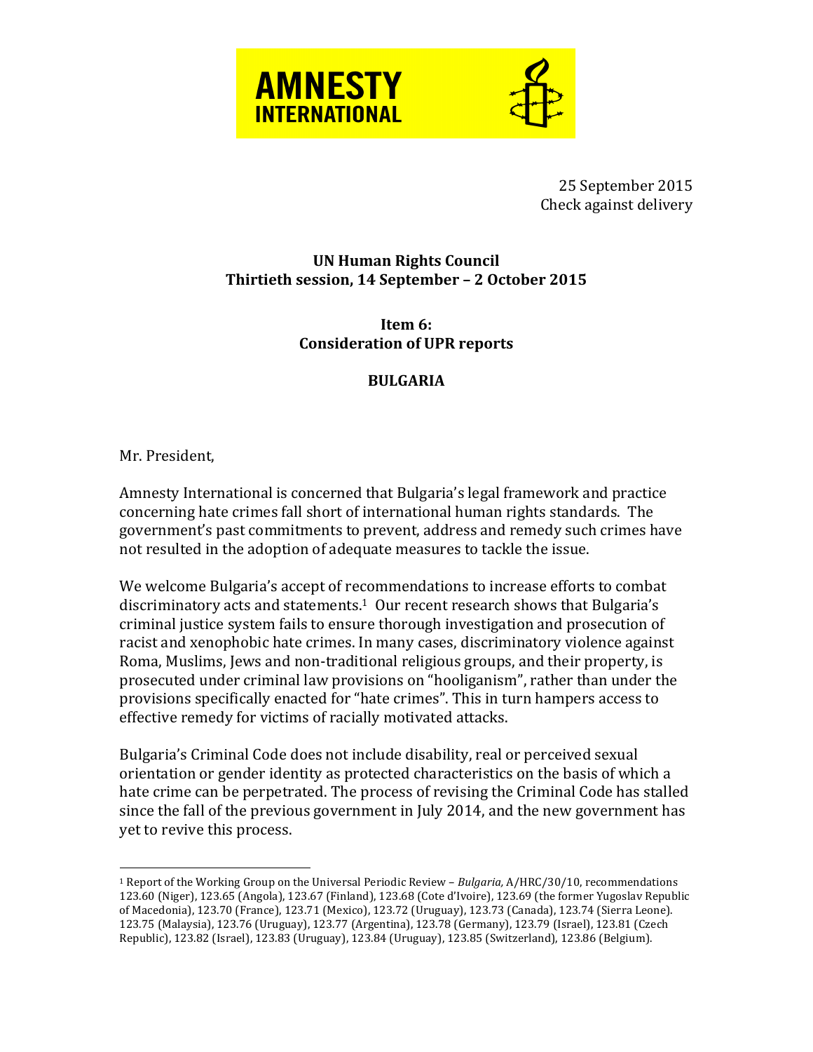**AMNESTY INTERNATIONAL**

25 September 2015
Check against delivery

**UN Human Rights Council**
**Thirtieth session, 14 September – 2 October 2015**

**Item 6:**
**Consideration of UPR reports**

**BULGARIA**

Mr. President,

Amnesty International is concerned that Bulgaria's legal framework and practice concerning hate crimes fall short of international human rights standards. The government's past commitments to prevent, address and remedy such crimes have not resulted in the adoption of adequate measures to tackle the issue.

We welcome Bulgaria's accept of recommendations to increase efforts to combat discriminatory acts and statements.[1] Our recent research shows that Bulgaria's criminal justice system fails to ensure thorough investigation and prosecution of racist and xenophobic hate crimes. In many cases, discriminatory violence against Roma, Muslims, Jews and non-traditional religious groups, and their property, is prosecuted under criminal law provisions on "hooliganism", rather than under the provisions specifically enacted for "hate crimes". This in turn hampers access to effective remedy for victims of racially motivated attacks.

Bulgaria's Criminal Code does not include disability, real or perceived sexual orientation or gender identity as protected characteristics on the basis of which a hate crime can be perpetrated. The process of revising the Criminal Code has stalled since the fall of the previous government in July 2014, and the new government has yet to revive this process.

---

[1] Report of the Working Group on the Universal Periodic Review – *Bulgaria,* A/HRC/30/10, recommendations 123.60 (Niger), 123.65 (Angola), 123.67 (Finland), 123.68 (Cote d'Ivoire), 123.69 (the former Yugoslav Republic of Macedonia), 123.70 (France), 123.71 (Mexico), 123.72 (Uruguay), 123.73 (Canada), 123.74 (Sierra Leone). 123.75 (Malaysia), 123.76 (Uruguay), 123.77 (Argentina), 123.78 (Germany), 123.79 (Israel), 123.81 (Czech Republic), 123.82 (Israel), 123.83 (Uruguay), 123.84 (Uruguay), 123.85 (Switzerland), 123.86 (Belgium).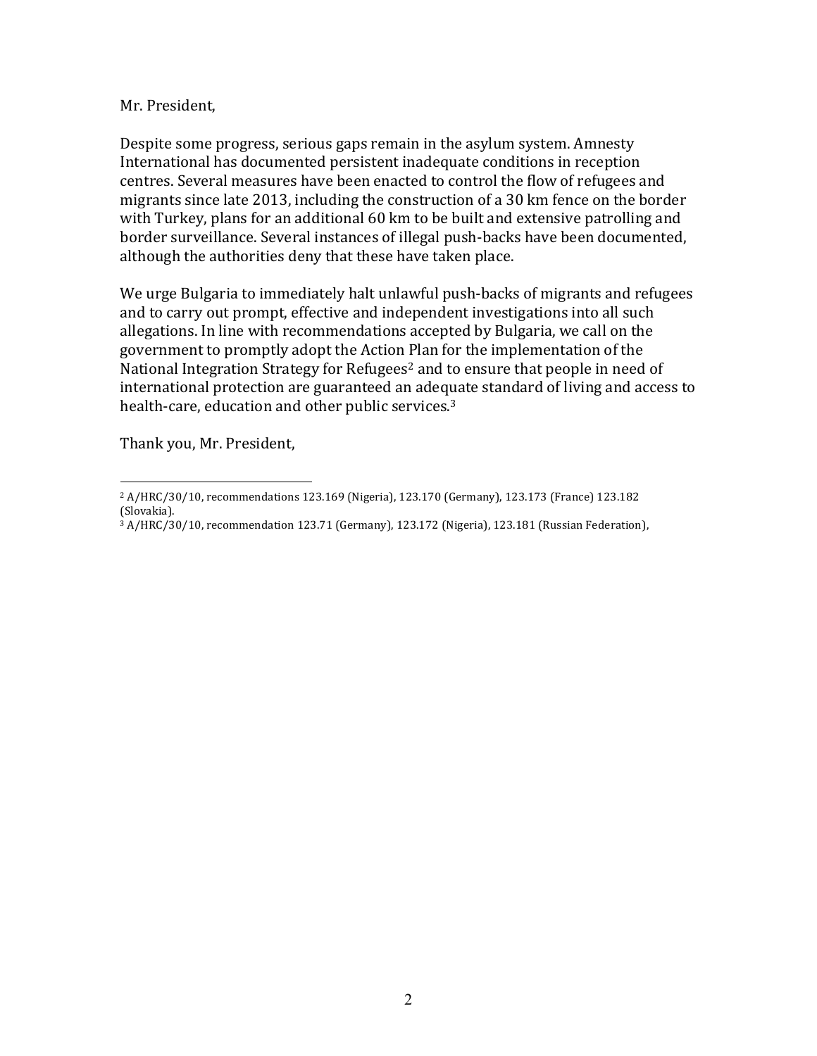Mr. President,

Despite some progress, serious gaps remain in the asylum system. Amnesty International has documented persistent inadequate conditions in reception centres. Several measures have been enacted to control the flow of refugees and migrants since late 2013, including the construction of a 30 km fence on the border with Turkey, plans for an additional 60 km to be built and extensive patrolling and border surveillance. Several instances of illegal push-backs have been documented, although the authorities deny that these have taken place.

We urge Bulgaria to immediately halt unlawful push-backs of migrants and refugees and to carry out prompt, effective and independent investigations into all such allegations. In line with recommendations accepted by Bulgaria, we call on the government to promptly adopt the Action Plan for the implementation of the National Integration Strategy for Refugees[2] and to ensure that people in need of international protection are guaranteed an adequate standard of living and access to health-care, education and other public services.[3]

Thank you, Mr. President,

---

[2] A/HRC/30/10, recommendations 123.169 (Nigeria), 123.170 (Germany), 123.173 (France) 123.182 (Slovakia).

[3] A/HRC/30/10, recommendation 123.71 (Germany), 123.172 (Nigeria), 123.181 (Russian Federation),